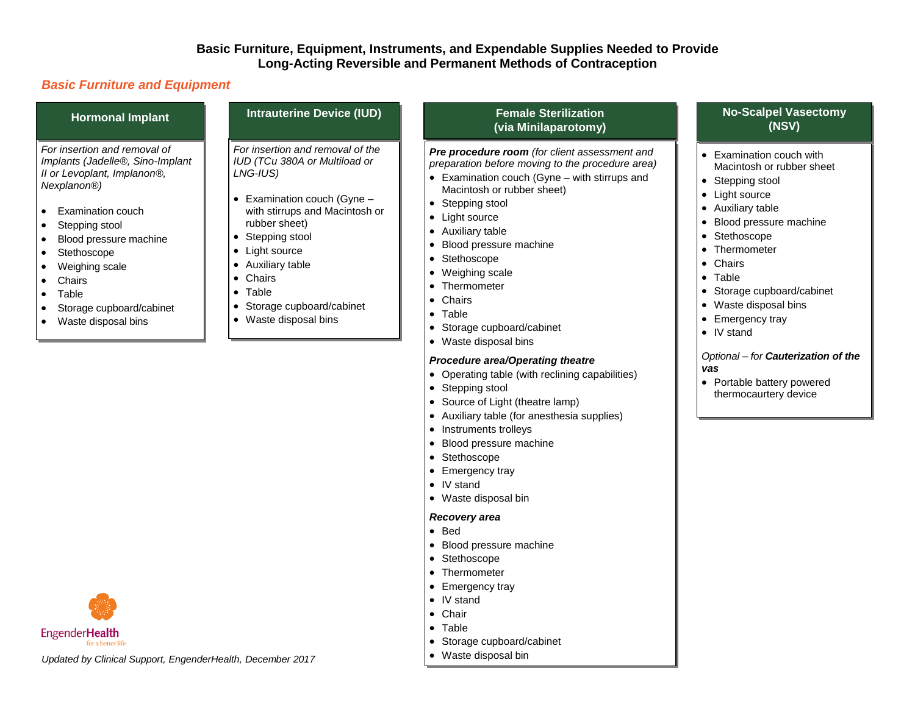# Basic Furniture, Equipment, Instruments, and Expendable Supplies Needed to Provide Long-Acting Reversible and Permanent Methods of Contraception

## Basic Furniture and Equipment

### Hormonal Implant

*For insertion and removal of Implants (Jadelle®, Sino-Implant II or Levoplant, Implanon®, Nexplanon®)*

- Examination couch
- Stepping stool
- Blood pressure machine
- Stethoscope
- Weighing scale
- Chairs
- Table
- Storage cupboard/cabinet
- Waste disposal bins

### Intrauterine Device (IUD)

*For insertion and removal of the IUD (TCu 380A or Multiload or LNG-IUS)*

- Examination couch (Gyne – with stirrups and Macintosh or rubber sheet)
- Stepping stool
- Light source
- Auxiliary table
- Chairs
- Table
- Storage cupboard/cabinet
- Waste disposal bins

### Female Sterilization (via Minilaparotomy)

***Pre procedure room*** *(for client assessment and preparation before moving to the procedure area)*

- Examination couch (Gyne – with stirrups and Macintosh or rubber sheet)
- Stepping stool
- Light source
- Auxiliary table
- Blood pressure machine
- Stethoscope
- Weighing scale
- Thermometer
- Chairs
- Table
- Storage cupboard/cabinet
- Waste disposal bins

***Procedure area/Operating theatre***

- Operating table (with reclining capabilities)
- Stepping stool
- Source of Light (theatre lamp)
- Auxiliary table (for anesthesia supplies)
- Instruments trolleys
- Blood pressure machine
- Stethoscope
- Emergency tray
- IV stand
- Waste disposal bin

***Recovery area***

- Bed
- Blood pressure machine
- Stethoscope
- Thermometer
- Emergency tray
- IV stand
- Chair
- Table
- Storage cupboard/cabinet
- Waste disposal bin

### No-Scalpel Vasectomy (NSV)

- Examination couch with Macintosh or rubber sheet
- Stepping stool
- Light source
- Auxiliary table
- Blood pressure machine
- Stethoscope
- Thermometer
- Chairs
- Table
- Storage cupboard/cabinet
- Waste disposal bins
- Emergency tray
- IV stand

*Optional – for* ***Cauterization of the vas***

- Portable battery powered thermocaurtery device

EngenderHealth
for a better life

*Updated by Clinical Support, EngenderHealth, December 2017*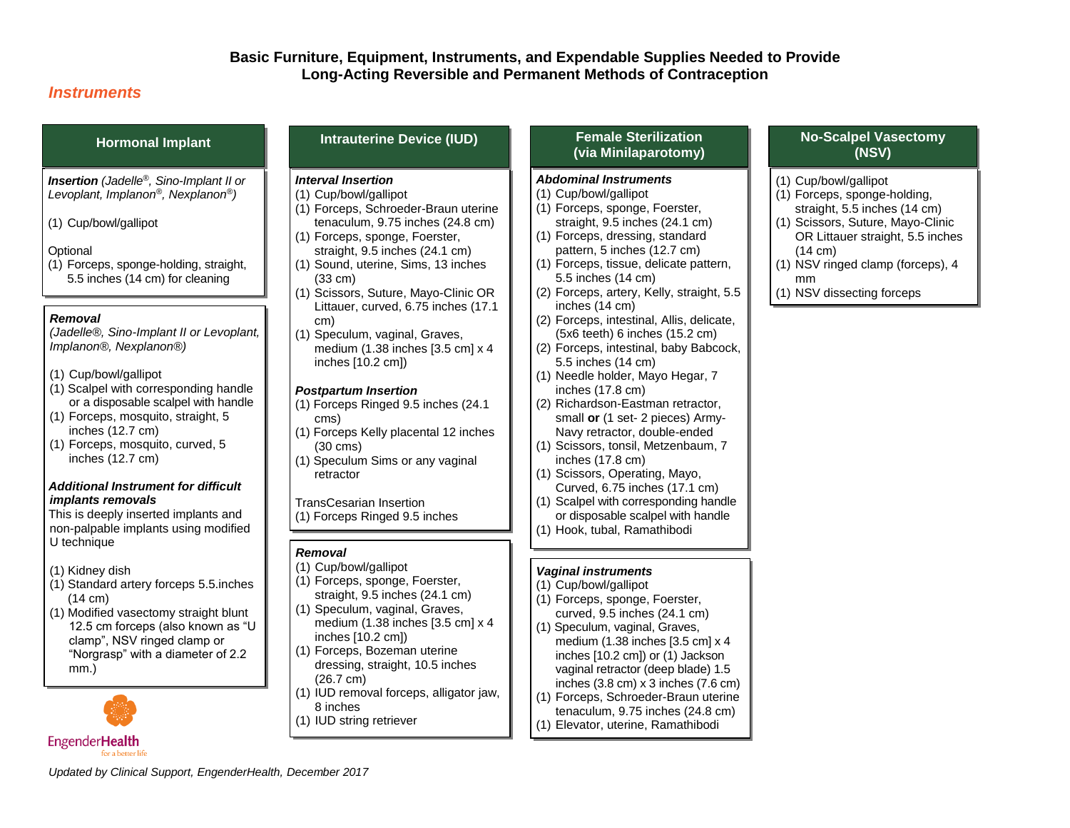# Basic Furniture, Equipment, Instruments, and Expendable Supplies Needed to Provide Long-Acting Reversible and Permanent Methods of Contraception

## *Instruments*

### Hormonal Implant

***Insertion*** *(Jadelle®, Sino-Implant II or Levoplant, Implanon®, Nexplanon®)*

(1) Cup/bowl/gallipot

Optional
(1) Forceps, sponge-holding, straight, 5.5 inches (14 cm) for cleaning

***Removal***
*(Jadelle®, Sino-Implant II or Levoplant, Implanon®, Nexplanon®)*

(1) Cup/bowl/gallipot
(1) Scalpel with corresponding handle or a disposable scalpel with handle
(1) Forceps, mosquito, straight, 5 inches (12.7 cm)
(1) Forceps, mosquito, curved, 5 inches (12.7 cm)

***Additional Instrument for difficult implants removals***
This is deeply inserted implants and non-palpable implants using modified U technique

(1) Kidney dish
(1) Standard artery forceps 5.5.inches (14 cm)
(1) Modified vasectomy straight blunt 12.5 cm forceps (also known as "U clamp", NSV ringed clamp or "Norgrasp" with a diameter of 2.2 mm.)

### Intrauterine Device (IUD)

***Interval Insertion***
(1) Cup/bowl/gallipot
(1) Forceps, Schroeder-Braun uterine tenaculum, 9.75 inches (24.8 cm)
(1) Forceps, sponge, Foerster, straight, 9.5 inches (24.1 cm)
(1) Sound, uterine, Sims, 13 inches (33 cm)
(1) Scissors, Suture, Mayo-Clinic OR Littauer, curved, 6.75 inches (17.1 cm)
(1) Speculum, vaginal, Graves, medium (1.38 inches [3.5 cm] x 4 inches [10.2 cm])

***Postpartum Insertion***
(1) Forceps Ringed 9.5 inches (24.1 cms)
(1) Forceps Kelly placental 12 inches (30 cms)
(1) Speculum Sims or any vaginal retractor

TransCesarian Insertion
(1) Forceps Ringed 9.5 inches

***Removal***
(1) Cup/bowl/gallipot
(1) Forceps, sponge, Foerster, straight, 9.5 inches (24.1 cm)
(1) Speculum, vaginal, Graves, medium (1.38 inches [3.5 cm] x 4 inches [10.2 cm])
(1) Forceps, Bozeman uterine dressing, straight, 10.5 inches (26.7 cm)
(1) IUD removal forceps, alligator jaw, 8 inches
(1) IUD string retriever

### Female Sterilization (via Minilaparotomy)

***Abdominal Instruments***
(1) Cup/bowl/gallipot
(1) Forceps, sponge, Foerster, straight, 9.5 inches (24.1 cm)
(1) Forceps, dressing, standard pattern, 5 inches (12.7 cm)
(1) Forceps, tissue, delicate pattern, 5.5 inches (14 cm)
(2) Forceps, artery, Kelly, straight, 5.5 inches (14 cm)
(2) Forceps, intestinal, Allis, delicate, (5x6 teeth) 6 inches (15.2 cm)
(2) Forceps, intestinal, baby Babcock, 5.5 inches (14 cm)
(1) Needle holder, Mayo Hegar, 7 inches (17.8 cm)
(2) Richardson-Eastman retractor, small **or** (1 set- 2 pieces) Army-Navy retractor, double-ended
(1) Scissors, tonsil, Metzenbaum, 7 inches (17.8 cm)
(1) Scissors, Operating, Mayo, Curved, 6.75 inches (17.1 cm)
(1) Scalpel with corresponding handle or disposable scalpel with handle
(1) Hook, tubal, Ramathibodi

***Vaginal instruments***
(1) Cup/bowl/gallipot
(1) Forceps, sponge, Foerster, curved, 9.5 inches (24.1 cm)
(1) Speculum, vaginal, Graves, medium (1.38 inches [3.5 cm] x 4 inches [10.2 cm]) or (1) Jackson vaginal retractor (deep blade) 1.5 inches (3.8 cm) x 3 inches (7.6 cm)
(1) Forceps, Schroeder-Braun uterine tenaculum, 9.75 inches (24.8 cm)
(1) Elevator, uterine, Ramathibodi

### No-Scalpel Vasectomy (NSV)

(1) Cup/bowl/gallipot
(1) Forceps, sponge-holding, straight, 5.5 inches (14 cm)
(1) Scissors, Suture, Mayo-Clinic OR Littauer straight, 5.5 inches (14 cm)
(1) NSV ringed clamp (forceps), 4 mm
(1) NSV dissecting forceps

EngenderHealth
for a better life

*Updated by Clinical Support, EngenderHealth, December 2017*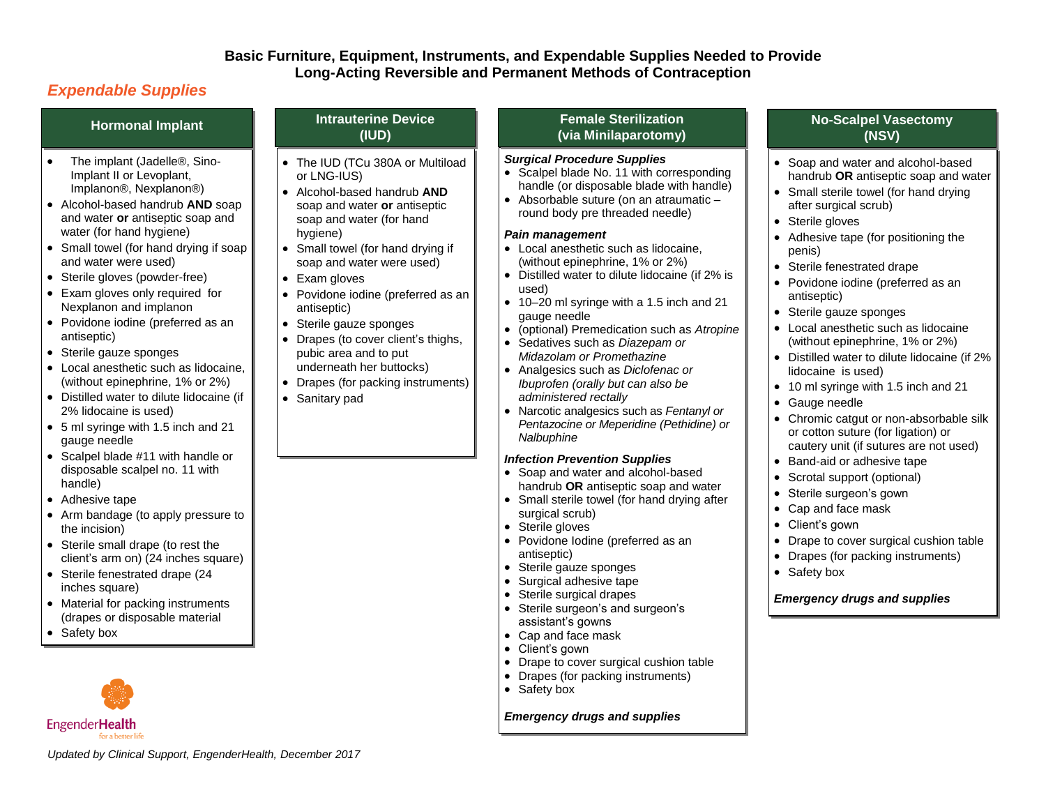# Basic Furniture, Equipment, Instruments, and Expendable Supplies Needed to Provide Long-Acting Reversible and Permanent Methods of Contraception

## Expendable Supplies

### Hormonal Implant

- The implant (Jadelle®, Sino-Implant II or Levoplant, Implanon®, Nexplanon®)
- Alcohol-based handrub **AND** soap and water **or** antiseptic soap and water (for hand hygiene)
- Small towel (for hand drying if soap and water were used)
- Sterile gloves (powder-free)
- Exam gloves only required for Nexplanon and implanon
- Povidone iodine (preferred as an antiseptic)
- Sterile gauze sponges
- Local anesthetic such as lidocaine, (without epinephrine, 1% or 2%)
- Distilled water to dilute lidocaine (if 2% lidocaine is used)
- 5 ml syringe with 1.5 inch and 21 gauge needle
- Scalpel blade #11 with handle or disposable scalpel no. 11 with handle)
- Adhesive tape
- Arm bandage (to apply pressure to the incision)
- Sterile small drape (to rest the client's arm on) (24 inches square)
- Sterile fenestrated drape (24 inches square)
- Material for packing instruments (drapes or disposable material
- Safety box

### Intrauterine Device (IUD)

- The IUD (TCu 380A or Multiload or LNG-IUS)
- Alcohol-based handrub **AND** soap and water **or** antiseptic soap and water (for hand hygiene)
- Small towel (for hand drying if soap and water were used)
- Exam gloves
- Povidone iodine (preferred as an antiseptic)
- Sterile gauze sponges
- Drapes (to cover client's thighs, pubic area and to put underneath her buttocks)
- Drapes (for packing instruments)
- Sanitary pad

### Female Sterilization (via Minilaparotomy)

***Surgical Procedure Supplies***

- Scalpel blade No. 11 with corresponding handle (or disposable blade with handle)
- Absorbable suture (on an atraumatic – round body pre threaded needle)

***Pain management***

- Local anesthetic such as lidocaine, (without epinephrine, 1% or 2%)
- Distilled water to dilute lidocaine (if 2% is used)
- 10–20 ml syringe with a 1.5 inch and 21 gauge needle
- (optional) Premedication such as *Atropine*
- Sedatives such as *Diazepam or Midazolam or Promethazine*
- Analgesics such as *Diclofenac or Ibuprofen (orally but can also be administered rectally*
- Narcotic analgesics such as *Fentanyl or Pentazocine or Meperidine (Pethidine) or Nalbuphine*

***Infection Prevention Supplies***

- Soap and water and alcohol-based handrub **OR** antiseptic soap and water
- Small sterile towel (for hand drying after surgical scrub)
- Sterile gloves
- Povidone Iodine (preferred as an antiseptic)
- Sterile gauze sponges
- Surgical adhesive tape
- Sterile surgical drapes
- Sterile surgeon's and surgeon's assistant's gowns
- Cap and face mask
- Client's gown
- Drape to cover surgical cushion table
- Drapes (for packing instruments)
- Safety box

***Emergency drugs and supplies***

### No-Scalpel Vasectomy (NSV)

- Soap and water and alcohol-based handrub **OR** antiseptic soap and water
- Small sterile towel (for hand drying after surgical scrub)
- Sterile gloves
- Adhesive tape (for positioning the penis)
- Sterile fenestrated drape
- Povidone iodine (preferred as an antiseptic)
- Sterile gauze sponges
- Local anesthetic such as lidocaine (without epinephrine, 1% or 2%)
- Distilled water to dilute lidocaine (if 2% lidocaine is used)
- 10 ml syringe with 1.5 inch and 21
- Gauge needle
- Chromic catgut or non-absorbable silk or cotton suture (for ligation) or cautery unit (if sutures are not used)
- Band-aid or adhesive tape
- Scrotal support (optional)
- Sterile surgeon's gown
- Cap and face mask
- Client's gown
- Drape to cover surgical cushion table
- Drapes (for packing instruments)
- Safety box

***Emergency drugs and supplies***

EngenderHealth
for a better life

*Updated by Clinical Support, EngenderHealth, December 2017*